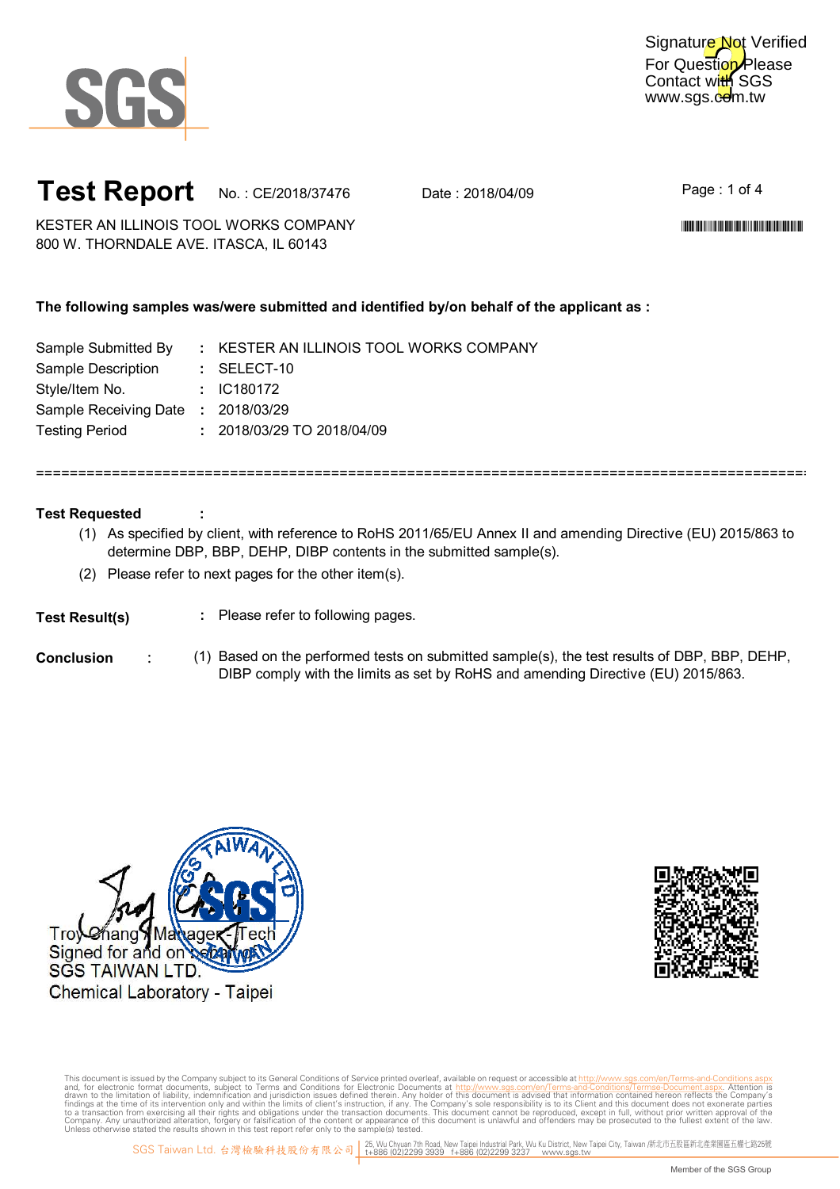Signature Not Verified
For Question Please
Contact with SGS
www.sgs.com.tw

# Test Report

No. : CE/2018/37476 Date : 2018/04/09

KESTER AN ILLINOIS TOOL WORKS COMPANY
800 W. THORNDALE AVE. ITASCA, IL 60143

**The following samples was/were submitted and identified by/on behalf of the applicant as :**

| | | |
|---|---|---|
| Sample Submitted By | : | KESTER AN ILLINOIS TOOL WORKS COMPANY |
| Sample Description | : | SELECT-10 |
| Style/Item No. | : | IC180172 |
| Sample Receiving Date | : | 2018/03/29 |
| Testing Period | : | 2018/03/29 TO 2018/04/09 |

==========================================================================================

**Test Requested** :

(1) As specified by client, with reference to RoHS 2011/65/EU Annex II and amending Directive (EU) 2015/863 to determine DBP, BBP, DEHP, DIBP contents in the submitted sample(s).

(2) Please refer to next pages for the other item(s).

**Test Result(s)** : Please refer to following pages.

**Conclusion** : (1) Based on the performed tests on submitted sample(s), the test results of DBP, BBP, DEHP, DIBP comply with the limits as set by RoHS and amending Directive (EU) 2015/863.

Troy Chang / Manager - Tech
Signed for and on behalf of
SGS TAIWAN LTD.
Chemical Laboratory - Taipei

This document is issued by the Company subject to its General Conditions of Service printed overleaf, available on request or accessible at http://www.sgs.com/en/Terms-and-Conditions.aspx and, for electronic format documents, subject to Terms and Conditions for Electronic Documents at http://www.sgs.com/en/Terms-and-Conditions/Terms-e-Document.aspx. Attention is drawn to the limitation of liability, indemnification and jurisdiction issues defined therein. Any holder of this document is advised that information contained hereon reflects the Company's findings at the time of its intervention only and within the limits of client's instruction, if any. The Company's sole responsibility is to its Client and this document does not exonerate parties to a transaction from exercising all their rights and obligations under the transaction documents. This document cannot be reproduced, except in full, without prior written approval of the Company. Any unauthorized alteration, forgery or falsification of the content or appearance of this document is unlawful and offenders may be prosecuted to the fullest extent of the law. Unless otherwise stated the results shown in this test report refer only to the sample(s) tested.

SGS Taiwan Ltd. 台灣檢驗科技股份有限公司 | 25, Wu Chyuan 7th Road, New Taipei Industrial Park, Wu Ku District, New Taipei City, Taiwan /新北市五股區新北產業園區五權七路25號 t+886 (02)2299 3939 f+886 (02)2299 3237 www.sgs.tw

Member of the SGS Group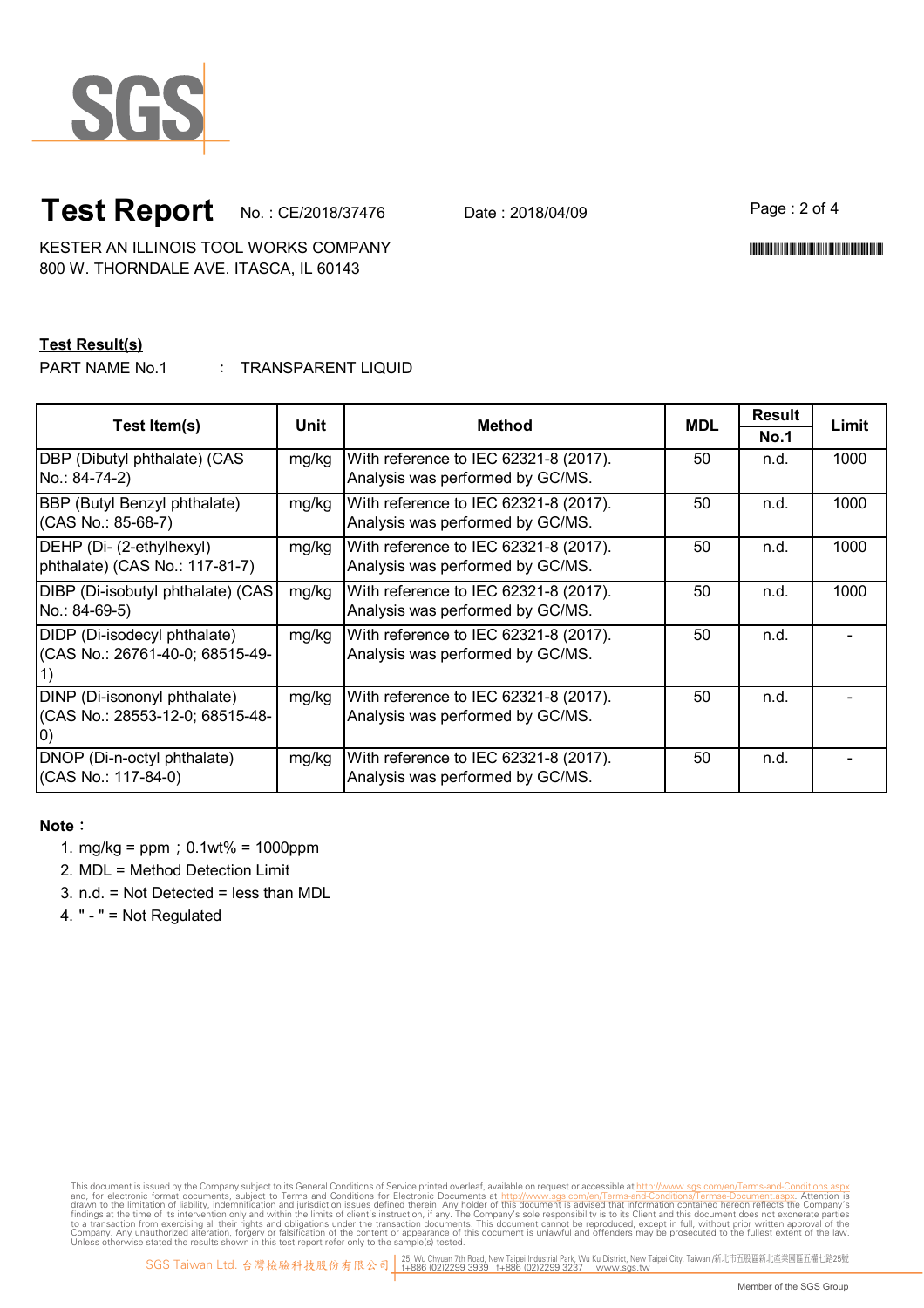# Test Report

No. : CE/2018/37476 Date : 2018/04/09

KESTER AN ILLINOIS TOOL WORKS COMPANY
800 W. THORNDALE AVE. ITASCA, IL 60143

**Test Result(s)**

PART NAME No.1 : TRANSPARENT LIQUID

| Test Item(s) | Unit | Method | MDL | Result | Limit |
|---|---|---|---|---|---|
| | | | | No.1 | |
| DBP (Dibutyl phthalate) (CAS No.: 84-74-2) | mg/kg | With reference to IEC 62321-8 (2017). Analysis was performed by GC/MS. | 50 | n.d. | 1000 |
| BBP (Butyl Benzyl phthalate) (CAS No.: 85-68-7) | mg/kg | With reference to IEC 62321-8 (2017). Analysis was performed by GC/MS. | 50 | n.d. | 1000 |
| DEHP (Di- (2-ethylhexyl) phthalate) (CAS No.: 117-81-7) | mg/kg | With reference to IEC 62321-8 (2017). Analysis was performed by GC/MS. | 50 | n.d. | 1000 |
| DIBP (Di-isobutyl phthalate) (CAS No.: 84-69-5) | mg/kg | With reference to IEC 62321-8 (2017). Analysis was performed by GC/MS. | 50 | n.d. | 1000 |
| DIDP (Di-isodecyl phthalate) (CAS No.: 26761-40-0; 68515-49-1) | mg/kg | With reference to IEC 62321-8 (2017). Analysis was performed by GC/MS. | 50 | n.d. | - |
| DINP (Di-isononyl phthalate) (CAS No.: 28553-12-0; 68515-48-0) | mg/kg | With reference to IEC 62321-8 (2017). Analysis was performed by GC/MS. | 50 | n.d. | - |
| DNOP (Di-n-octyl phthalate) (CAS No.: 117-84-0) | mg/kg | With reference to IEC 62321-8 (2017). Analysis was performed by GC/MS. | 50 | n.d. | - |

**Note：**

1. mg/kg = ppm；0.1wt% = 1000ppm
2. MDL = Method Detection Limit
3. n.d. = Not Detected = less than MDL
4. " - " = Not Regulated

This document is issued by the Company subject to its General Conditions of Service printed overleaf, available on request or accessible at http://www.sgs.com/en/Terms-and-Conditions.aspx and, for electronic format documents, subject to Terms and Conditions for Electronic Documents at http://www.sgs.com/en/Terms-and-Conditions/Termse-Document.aspx. Attention is drawn to the limitation of liability, indemnification and jurisdiction issues defined therein. Any holder of this document is advised that information contained hereon reflects the Company's findings at the time of its intervention only and within the limits of client's instruction, if any. The Company's sole responsibility is to its Client and this document does not exonerate parties to a transaction from exercising all their rights and obligations under the transaction documents. This document cannot be reproduced, except in full, without prior written approval of the Company. Any unauthorized alteration, forgery or falsification of the content or appearance of this document is unlawful and offenders may be prosecuted to the fullest extent of the law. Unless otherwise stated the results shown in this test report refer only to the sample(s) tested.

SGS Taiwan Ltd. 台灣檢驗科技股份有限公司 | 25, Wu Chyuan 7th Road, New Taipei Industrial Park, Wu Ku District, New Taipei City, Taiwan /新北市五股區新北產業園區五權七路25號 t+886 (02)2299 3939 f+886 (02)2299 3237 www.sgs.tw

Member of the SGS Group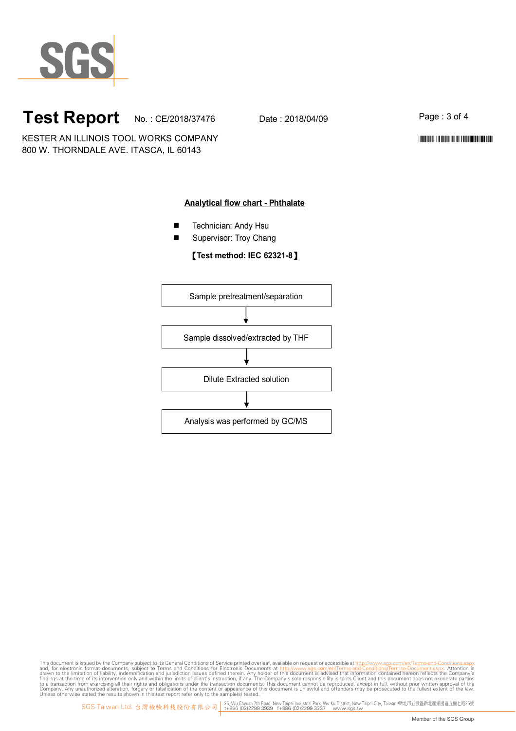# Test Report

No. : CE/2018/37476    Date : 2018/04/09

KESTER AN ILLINOIS TOOL WORKS COMPANY
800 W. THORNDALE AVE. ITASCA, IL 60143

## Analytical flow chart - Phthalate

- Technician: Andy Hsu
- Supervisor: Troy Chang

**【Test method: IEC 62321-8】**

Sample pretreatment/separation

↓

Sample dissolved/extracted by THF

↓

Dilute Extracted solution

↓

Analysis was performed by GC/MS

This document is issued by the Company subject to its General Conditions of Service printed overleaf, available on request or accessible at http://www.sgs.com/en/Terms-and-Conditions.aspx and, for electronic format documents, subject to Terms and Conditions for Electronic Documents at http://www.sgs.com/en/Terms-and-Conditions/Termse-Document.aspx. Attention is drawn to the limitation of liability, indemnification and jurisdiction issues defined therein. Any holder of this document is advised that information contained hereon reflects the Company's findings at the time of its intervention only and within the limits of client's instruction, if any. The Company's sole responsibility is to its Client and this document does not exonerate parties to a transaction from exercising all their rights and obligations under the transaction documents. This document cannot be reproduced, except in full, without prior written approval of the Company. Any unauthorized alteration, forgery or falsification of the content or appearance of this document is unlawful and offenders may be prosecuted to the fullest extent of the law. Unless otherwise stated the results shown in this test report refer only to the sample(s) tested.

SGS Taiwan Ltd. 台灣檢驗科技股份有限公司 | 25, Wu Chyuan 7th Road, New Taipei Industrial Park, Wu Ku District, New Taipei City, Taiwan /新北市五股區新北產業園區五權七路25號 t+886 (02)2299 3939 f+886 (02)2299 3237 www.sgs.tw

Member of the SGS Group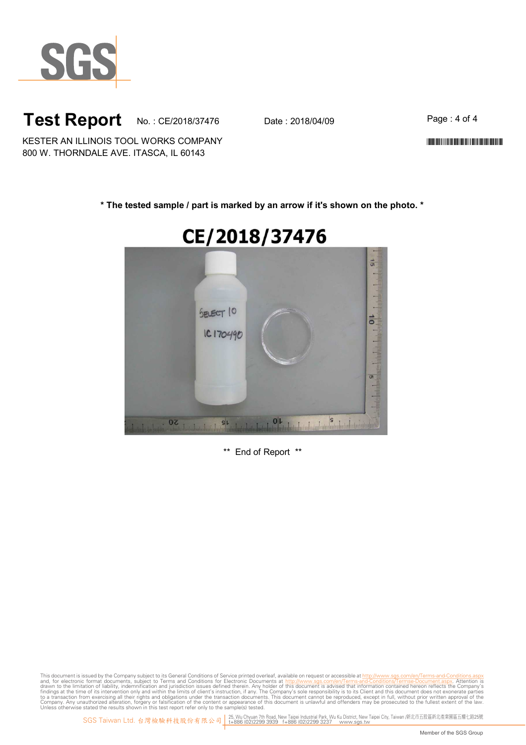# Test Report

No. : CE/2018/37476 Date : 2018/04/09

KESTER AN ILLINOIS TOOL WORKS COMPANY
800 W. THORNDALE AVE. ITASCA, IL 60143

**\* The tested sample / part is marked by an arrow if it's shown on the photo. \***

CE/2018/37476

** End of Report **

This document is issued by the Company subject to its General Conditions of Service printed overleaf, available on request or accessible at http://www.sgs.com/en/Terms-and-Conditions.aspx and, for electronic format documents, subject to Terms and Conditions for Electronic Documents at http://www.sgs.com/en/Terms-and-Conditions/Termse-Document.aspx. Attention is drawn to the limitation of liability, indemnification and jurisdiction issues defined therein. Any holder of this document is advised that information contained hereon reflects the Company's findings at the time of its intervention only and within the limits of client's instruction, if any. The Company's sole responsibility is to its Client and this document does not exonerate parties to a transaction from exercising all their rights and obligations under the transaction documents. This document cannot be reproduced, except in full, without prior written approval of the Company. Any unauthorized alteration, forgery or falsification of the content or appearance of this document is unlawful and offenders may be prosecuted to the fullest extent of the law. Unless otherwise stated the results shown in this test report refer only to the sample(s) tested.

SGS Taiwan Ltd. 台灣檢驗科技股份有限公司 | 25, Wu Chyuan 7th Road, New Taipei Industrial Park, Wu Ku District, New Taipei City, Taiwan /新北市五股區新北產業園區五權七路25號 t+886 (02)2299 3939 f+886 (02)2299 3237 www.sgs.tw

Member of the SGS Group